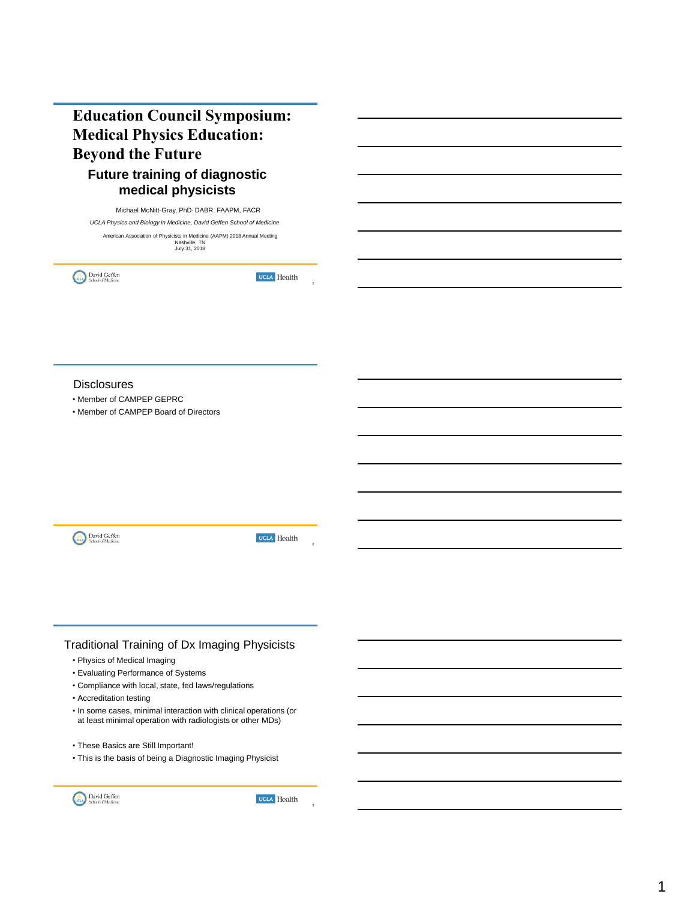# Education Council Symposium: Medical Physics Education: Beyond the Future

## Future training of diagnostic medical physicists

Michael McNitt-Gray, PhD, DABR. FAAPM, FACR

*UCLA Physics and Biology in Medicine, David Geffen School of Medicine*

American Association of Physicists in Medicine (AAPM) 2018 Annual Meeting
Nashville, TN
July 31, 2018

## Disclosures

- Member of CAMPEP GEPRC
- Member of CAMPEP Board of Directors

## Traditional Training of Dx Imaging Physicists

- Physics of Medical Imaging
- Evaluating Performance of Systems
- Compliance with local, state, fed laws/regulations
- Accreditation testing
- In some cases, minimal interaction with clinical operations (or at least minimal operation with radiologists or other MDs)

- These Basics are Still Important!
- This is the basis of being a Diagnostic Imaging Physicist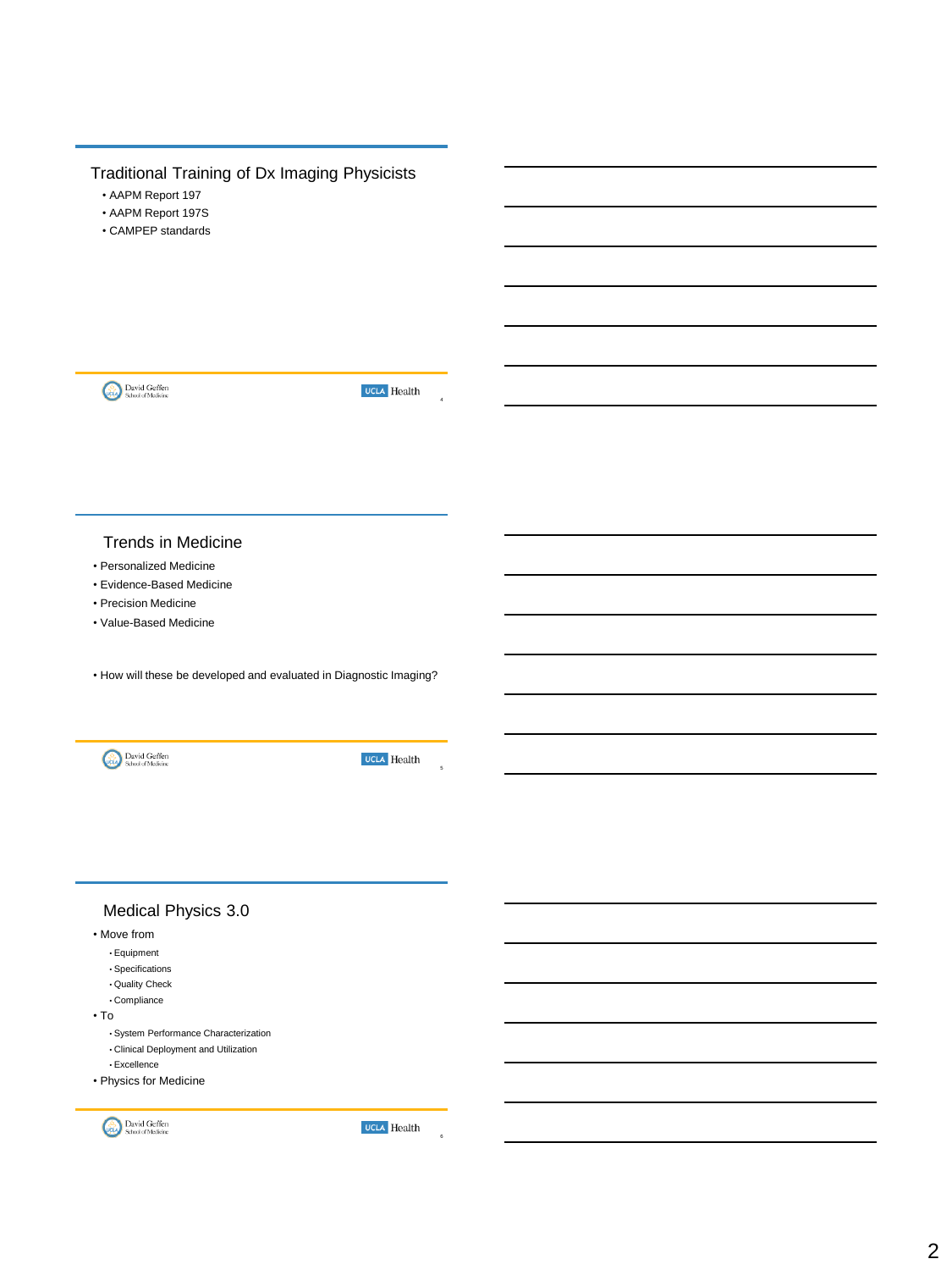## Traditional Training of Dx Imaging Physicists

- AAPM Report 197
- AAPM Report 197S
- CAMPEP standards

## Trends in Medicine

- Personalized Medicine
- Evidence-Based Medicine
- Precision Medicine
- Value-Based Medicine

- How will these be developed and evaluated in Diagnostic Imaging?

## Medical Physics 3.0

- Move from
  - Equipment
  - Specifications
  - Quality Check
  - Compliance
- To
  - System Performance Characterization
  - Clinical Deployment and Utilization
  - Excellence
- Physics for Medicine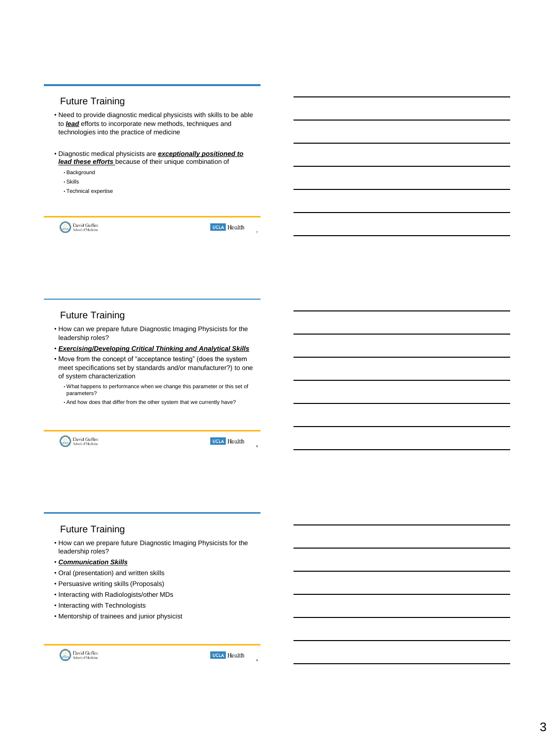## Future Training

- Need to provide diagnostic medical physicists with skills to be able to ***lead*** efforts to incorporate new methods, techniques and technologies into the practice of medicine
- Diagnostic medical physicists are ***exceptionally positioned to lead these efforts*** because of their unique combination of
  - Background
  - Skills
  - Technical expertise

## Future Training

- How can we prepare future Diagnostic Imaging Physicists for the leadership roles?
- ***Exercising/Developing Critical Thinking and Analytical Skills***
- Move from the concept of "acceptance testing" (does the system meet specifications set by standards and/or manufacturer?) to one of system characterization
  - What happens to performance when we change this parameter or this set of parameters?
  - And how does that differ from the other system that we currently have?

## Future Training

- How can we prepare future Diagnostic Imaging Physicists for the leadership roles?
- ***Communication Skills***
- Oral (presentation) and written skills
- Persuasive writing skills (Proposals)
- Interacting with Radiologists/other MDs
- Interacting with Technologists
- Mentorship of trainees and junior physicist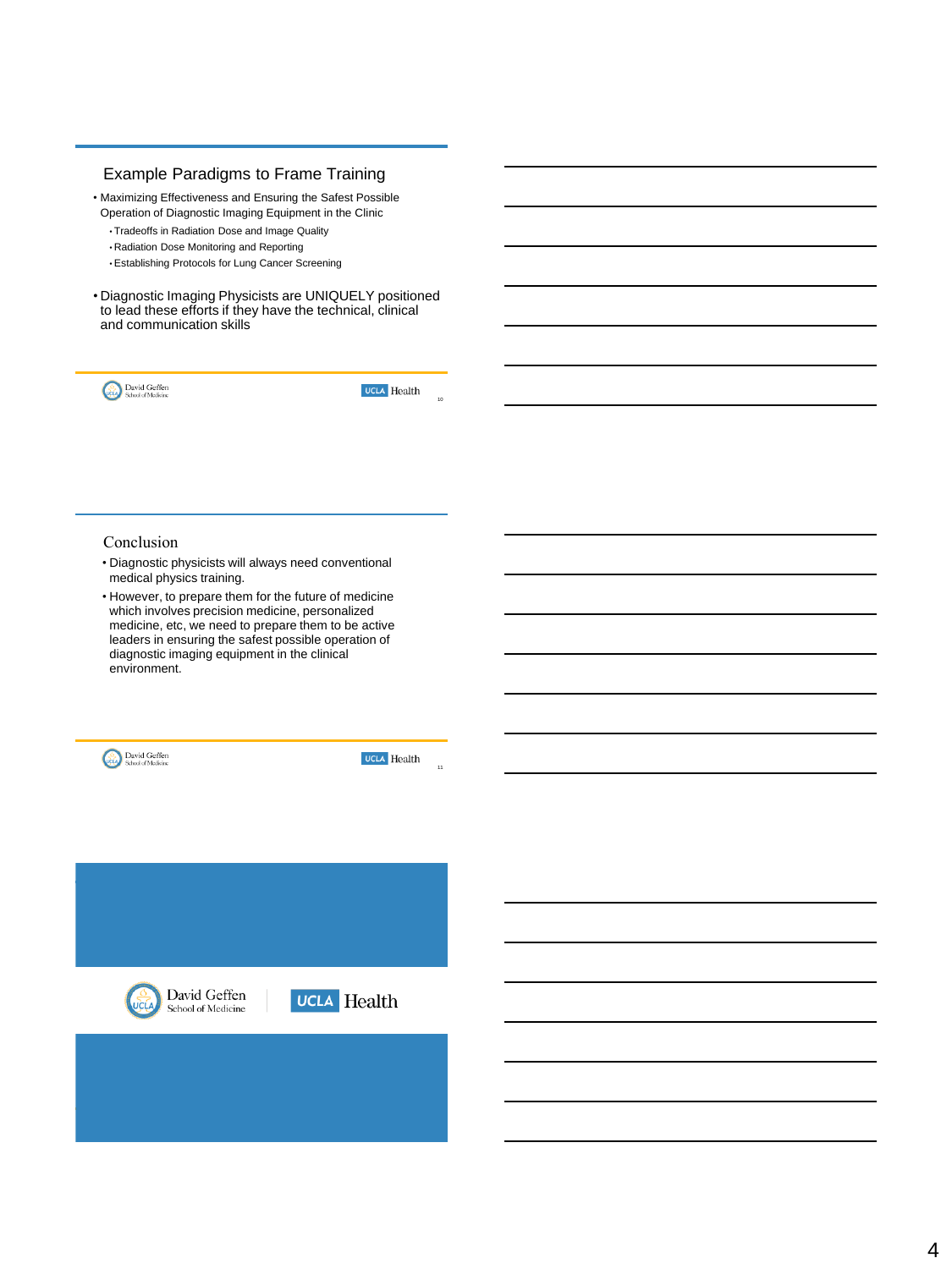## Example Paradigms to Frame Training

- Maximizing Effectiveness and Ensuring the Safest Possible Operation of Diagnostic Imaging Equipment in the Clinic
  - Tradeoffs in Radiation Dose and Image Quality
  - Radiation Dose Monitoring and Reporting
  - Establishing Protocols for Lung Cancer Screening
- Diagnostic Imaging Physicists are UNIQUELY positioned to lead these efforts if they have the technical, clinical and communication skills

David Geffen School of Medicine | UCLA Health

## Conclusion

- Diagnostic physicists will always need conventional medical physics training.
- However, to prepare them for the future of medicine which involves precision medicine, personalized medicine, etc, we need to prepare them to be active leaders in ensuring the safest possible operation of diagnostic imaging equipment in the clinical environment.

David Geffen School of Medicine | UCLA Health

David Geffen School of Medicine | UCLA Health